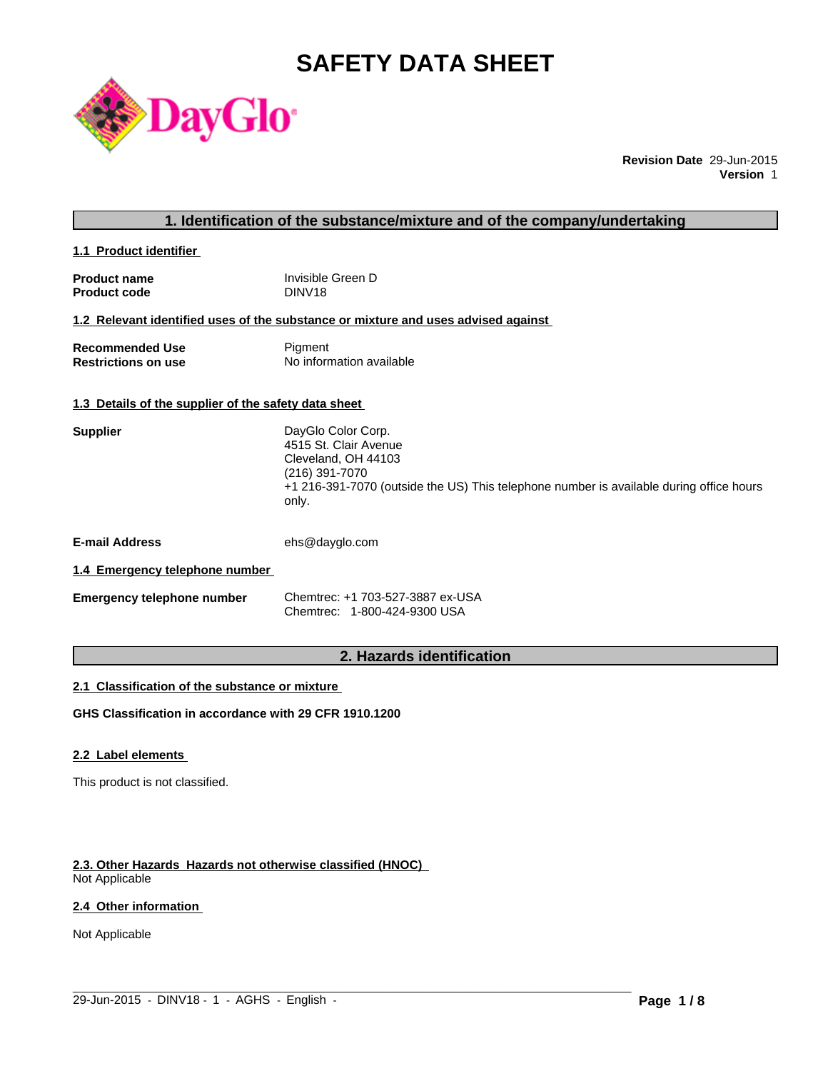# SAFETY DATA SHEET

**Revision Date** 29-Jun-2015
**Version** 1

## 1. Identification of the substance/mixture and of the company/undertaking

### 1.1 Product identifier

| | |
|---|---|
| **Product name** | Invisible Green D |
| **Product code** | DINV18 |

### 1.2 Relevant identified uses of the substance or mixture and uses advised against

| | |
|---|---|
| **Recommended Use** | Pigment |
| **Restrictions on use** | No information available |

### 1.3 Details of the supplier of the safety data sheet

**Supplier**

DayGlo Color Corp.
4515 St. Clair Avenue
Cleveland, OH 44103
(216) 391-7070
+1 216-391-7070 (outside the US) This telephone number is available during office hours only.

**E-mail Address** ehs@dayglo.com

### 1.4 Emergency telephone number

**Emergency telephone number**

Chemtrec: +1 703-527-3887 ex-USA
Chemtrec: 1-800-424-9300 USA

## 2. Hazards identification

### 2.1 Classification of the substance or mixture

**GHS Classification in accordance with 29 CFR 1910.1200**

### 2.2 Label elements

This product is not classified.

### 2.3. Other Hazards Hazards not otherwise classified (HNOC)

Not Applicable

### 2.4 Other information

Not Applicable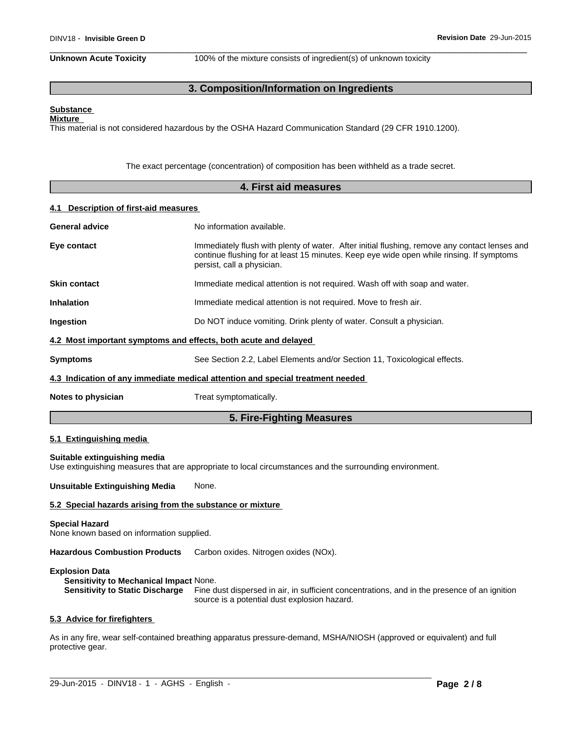**Unknown Acute Toxicity** 100% of the mixture consists of ingredient(s) of unknown toxicity

## 3. Composition/Information on Ingredients

**Substance**

**Mixture**

This material is not considered hazardous by the OSHA Hazard Communication Standard (29 CFR 1910.1200).

The exact percentage (concentration) of composition has been withheld as a trade secret.

## 4. First aid measures

### 4.1 Description of first-aid measures

**General advice** No information available.

**Eye contact** Immediately flush with plenty of water. After initial flushing, remove any contact lenses and continue flushing for at least 15 minutes. Keep eye wide open while rinsing. If symptoms persist, call a physician.

**Skin contact** Immediate medical attention is not required. Wash off with soap and water.

**Inhalation** Immediate medical attention is not required. Move to fresh air.

**Ingestion** Do NOT induce vomiting. Drink plenty of water. Consult a physician.

### 4.2 Most important symptoms and effects, both acute and delayed

**Symptoms** See Section 2.2, Label Elements and/or Section 11, Toxicological effects.

### 4.3 Indication of any immediate medical attention and special treatment needed

**Notes to physician** Treat symptomatically.

## 5. Fire-Fighting Measures

### 5.1 Extinguishing media

**Suitable extinguishing media**

Use extinguishing measures that are appropriate to local circumstances and the surrounding environment.

**Unsuitable Extinguishing Media** None.

### 5.2 Special hazards arising from the substance or mixture

**Special Hazard**

None known based on information supplied.

**Hazardous Combustion Products** Carbon oxides. Nitrogen oxides (NOx).

**Explosion Data**

**Sensitivity to Mechanical Impact** None.

**Sensitivity to Static Discharge** Fine dust dispersed in air, in sufficient concentrations, and in the presence of an ignition source is a potential dust explosion hazard.

### 5.3 Advice for firefighters

As in any fire, wear self-contained breathing apparatus pressure-demand, MSHA/NIOSH (approved or equivalent) and full protective gear.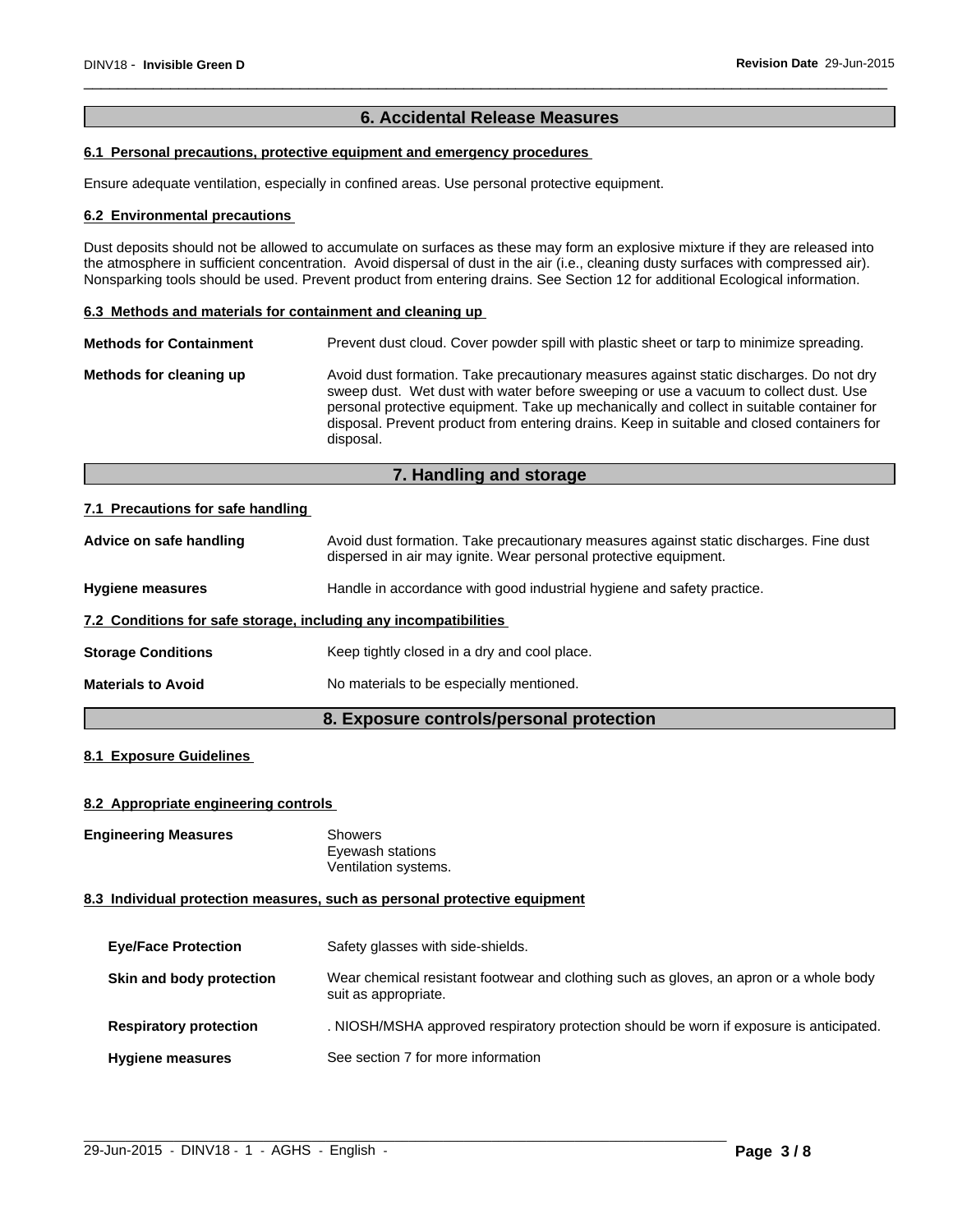## 6. Accidental Release Measures

### 6.1 Personal precautions, protective equipment and emergency procedures

Ensure adequate ventilation, especially in confined areas. Use personal protective equipment.

### 6.2 Environmental precautions

Dust deposits should not be allowed to accumulate on surfaces as these may form an explosive mixture if they are released into the atmosphere in sufficient concentration. Avoid dispersal of dust in the air (i.e., cleaning dusty surfaces with compressed air). Nonsparking tools should be used. Prevent product from entering drains. See Section 12 for additional Ecological information.

### 6.3 Methods and materials for containment and cleaning up

**Methods for Containment**: Prevent dust cloud. Cover powder spill with plastic sheet or tarp to minimize spreading.

**Methods for cleaning up**: Avoid dust formation. Take precautionary measures against static discharges. Do not dry sweep dust. Wet dust with water before sweeping or use a vacuum to collect dust. Use personal protective equipment. Take up mechanically and collect in suitable container for disposal. Prevent product from entering drains. Keep in suitable and closed containers for disposal.

## 7. Handling and storage

### 7.1 Precautions for safe handling

**Advice on safe handling**: Avoid dust formation. Take precautionary measures against static discharges. Fine dust dispersed in air may ignite. Wear personal protective equipment.

**Hygiene measures**: Handle in accordance with good industrial hygiene and safety practice.

### 7.2 Conditions for safe storage, including any incompatibilities

**Storage Conditions**: Keep tightly closed in a dry and cool place.

**Materials to Avoid**: No materials to be especially mentioned.

## 8. Exposure controls/personal protection

### 8.1 Exposure Guidelines

### 8.2 Appropriate engineering controls

**Engineering Measures**: Showers
Eyewash stations
Ventilation systems.

### 8.3 Individual protection measures, such as personal protective equipment

**Eye/Face Protection**: Safety glasses with side-shields.

**Skin and body protection**: Wear chemical resistant footwear and clothing such as gloves, an apron or a whole body suit as appropriate.

**Respiratory protection**: . NIOSH/MSHA approved respiratory protection should be worn if exposure is anticipated.

**Hygiene measures**: See section 7 for more information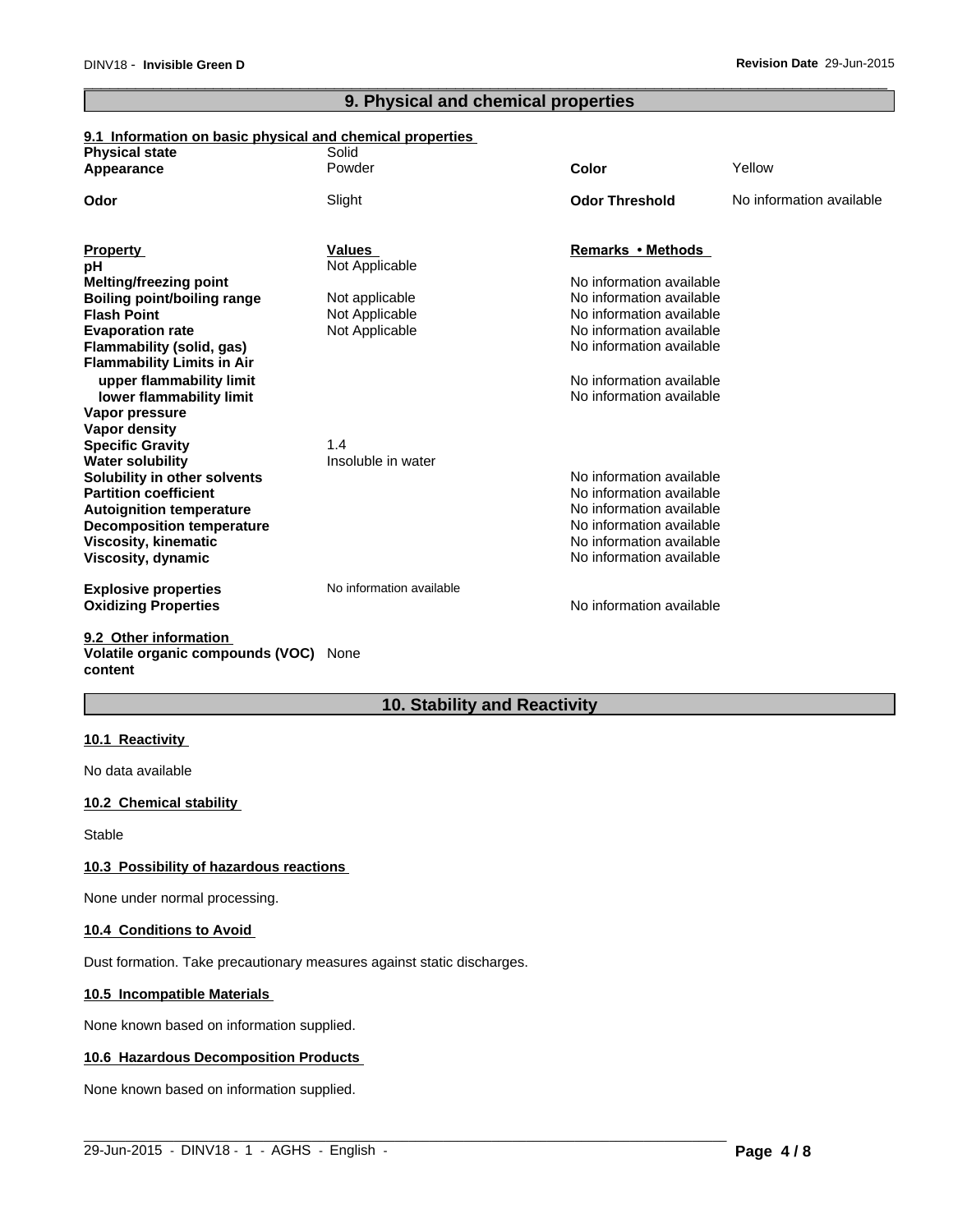## 9. Physical and chemical properties

### 9.1 Information on basic physical and chemical properties

| | | | |
|---|---|---|---|
| **Physical state** | Solid | | |
| **Appearance** | Powder | **Color** | Yellow |
| **Odor** | Slight | **Odor Threshold** | No information available |

| **Property** | **Values** | **Remarks • Methods** |
|---|---|---|
| **pH** | Not Applicable | |
| **Melting/freezing point** | | No information available |
| **Boiling point/boiling range** | Not applicable | No information available |
| **Flash Point** | Not Applicable | No information available |
| **Evaporation rate** | Not Applicable | No information available |
| **Flammability (solid, gas)** | | No information available |
| **Flammability Limits in Air** | | |
| upper flammability limit | | No information available |
| lower flammability limit | | No information available |
| **Vapor pressure** | | |
| **Vapor density** | | |
| **Specific Gravity** | 1.4 | |
| **Water solubility** | Insoluble in water | |
| **Solubility in other solvents** | | No information available |
| **Partition coefficient** | | No information available |
| **Autoignition temperature** | | No information available |
| **Decomposition temperature** | | No information available |
| **Viscosity, kinematic** | | No information available |
| **Viscosity, dynamic** | | No information available |
| **Explosive properties** | No information available | |
| **Oxidizing Properties** | | No information available |

### 9.2 Other information

**Volatile organic compounds (VOC) content** None

## 10. Stability and Reactivity

### 10.1 Reactivity

No data available

### 10.2 Chemical stability

Stable

### 10.3 Possibility of hazardous reactions

None under normal processing.

### 10.4 Conditions to Avoid

Dust formation. Take precautionary measures against static discharges.

### 10.5 Incompatible Materials

None known based on information supplied.

### 10.6 Hazardous Decomposition Products

None known based on information supplied.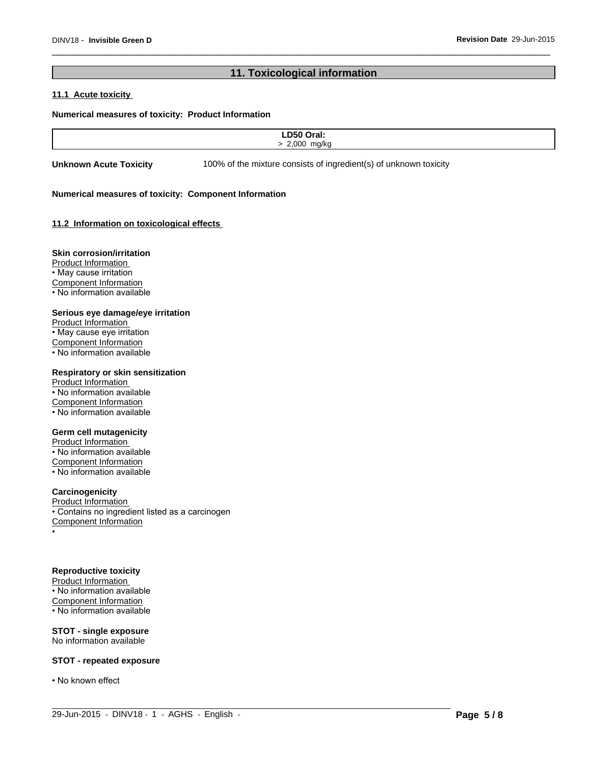## 11. Toxicological information

### 11.1 Acute toxicity

**Numerical measures of toxicity: Product Information**

| LD50 Oral: |
|---|
| > 2,000 mg/kg |

**Unknown Acute Toxicity** 100% of the mixture consists of ingredient(s) of unknown toxicity

**Numerical measures of toxicity: Component Information**

### 11.2 Information on toxicological effects

**Skin corrosion/irritation**

Product Information
- May cause irritation

Component Information
- No information available

**Serious eye damage/eye irritation**

Product Information
- May cause eye irritation

Component Information
- No information available

**Respiratory or skin sensitization**

Product Information
- No information available

Component Information
- No information available

**Germ cell mutagenicity**

Product Information
- No information available

Component Information
- No information available

**Carcinogenicity**

Product Information
- Contains no ingredient listed as a carcinogen

Component Information
- 

**Reproductive toxicity**

Product Information
- No information available

Component Information
- No information available

**STOT - single exposure**

No information available

**STOT - repeated exposure**

- No known effect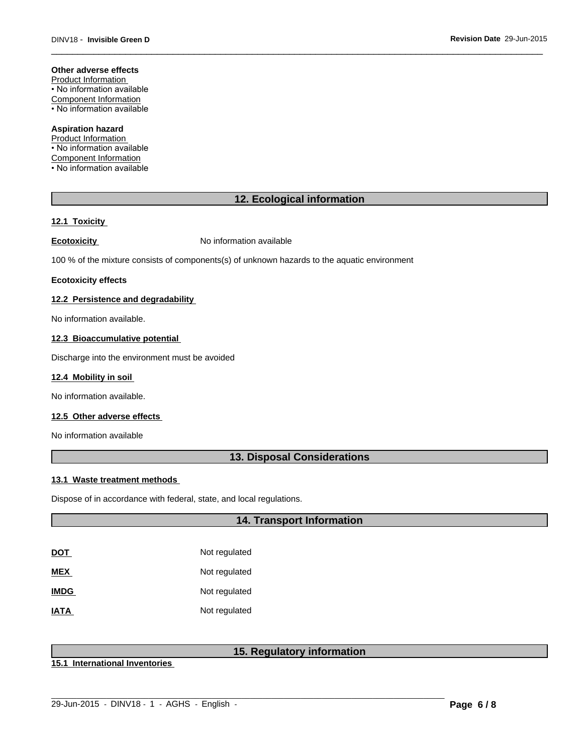**Other adverse effects**

Product Information

• No information available

Component Information

• No information available

**Aspiration hazard**

Product Information

• No information available

Component Information

• No information available

## 12. Ecological information

### 12.1 Toxicity

**Ecotoxicity** No information available

100 % of the mixture consists of components(s) of unknown hazards to the aquatic environment

**Ecotoxicity effects**

### 12.2 Persistence and degradability

No information available.

### 12.3 Bioaccumulative potential

Discharge into the environment must be avoided

### 12.4 Mobility in soil

No information available.

### 12.5 Other adverse effects

No information available

## 13. Disposal Considerations

### 13.1 Waste treatment methods

Dispose of in accordance with federal, state, and local regulations.

## 14. Transport Information

| | |
|---|---|
| **DOT** | Not regulated |
| **MEX** | Not regulated |
| **IMDG** | Not regulated |
| **IATA** | Not regulated |

## 15. Regulatory information

### 15.1 International Inventories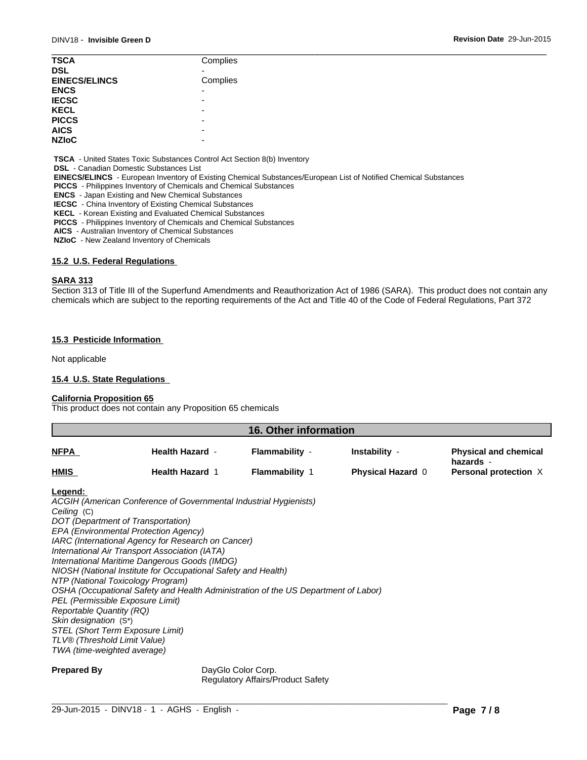| | |
|---|---|
| **TSCA** | Complies |
| **DSL** | - |
| **EINECS/ELINCS** | Complies |
| **ENCS** | - |
| **IECSC** | - |
| **KECL** | - |
| **PICCS** | - |
| **AICS** | - |
| **NZIoC** | - |

**TSCA** - United States Toxic Substances Control Act Section 8(b) Inventory
**DSL** - Canadian Domestic Substances List
**EINECS/ELINCS** - European Inventory of Existing Chemical Substances/European List of Notified Chemical Substances
**PICCS** - Philippines Inventory of Chemicals and Chemical Substances
**ENCS** - Japan Existing and New Chemical Substances
**IECSC** - China Inventory of Existing Chemical Substances
**KECL** - Korean Existing and Evaluated Chemical Substances
**PICCS** - Philippines Inventory of Chemicals and Chemical Substances
**AICS** - Australian Inventory of Chemical Substances
**NZIoC** - New Zealand Inventory of Chemicals

### 15.2 U.S. Federal Regulations

**SARA 313**

Section 313 of Title III of the Superfund Amendments and Reauthorization Act of 1986 (SARA). This product does not contain any chemicals which are subject to the reporting requirements of the Act and Title 40 of the Code of Federal Regulations, Part 372

### 15.3 Pesticide Information

Not applicable

### 15.4 U.S. State Regulations

**California Proposition 65**

This product does not contain any Proposition 65 chemicals

## 16. Other information

| | | | | |
|---|---|---|---|---|
| **NFPA** | **Health Hazard** - | **Flammability** - | **Instability** - | **Physical and chemical hazards** - |
| **HMIS** | **Health Hazard** 1 | **Flammability** 1 | **Physical Hazard** 0 | **Personal protection** X |

**Legend:**

*ACGIH (American Conference of Governmental Industrial Hygienists)*
*Ceiling* (C)
*DOT (Department of Transportation)*
*EPA (Environmental Protection Agency)*
*IARC (International Agency for Research on Cancer)*
*International Air Transport Association (IATA)*
*International Maritime Dangerous Goods (IMDG)*
*NIOSH (National Institute for Occupational Safety and Health)*
*NTP (National Toxicology Program)*
*OSHA (Occupational Safety and Health Administration of the US Department of Labor)*
*PEL (Permissible Exposure Limit)*
*Reportable Quantity (RQ)*
*Skin designation* (S*)
*STEL (Short Term Exposure Limit)*
*TLV® (Threshold Limit Value)*
*TWA (time-weighted average)*

**Prepared By** DayGlo Color Corp.
Regulatory Affairs/Product Safety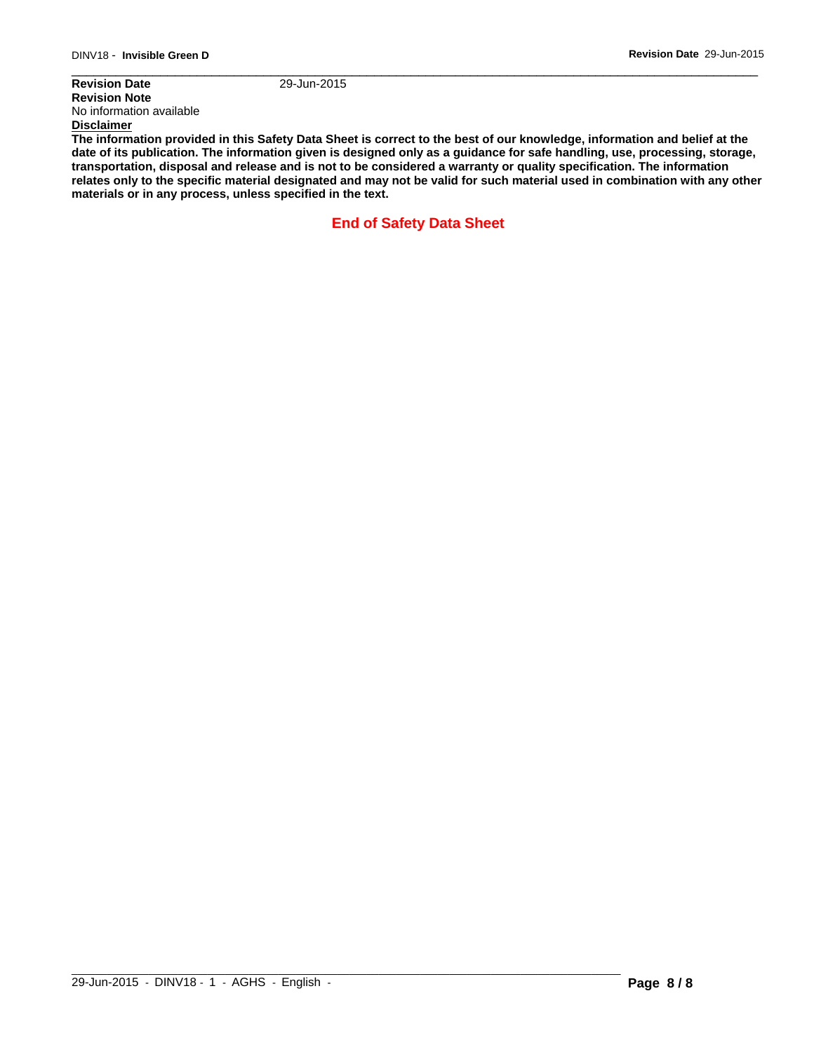**Revision Date** 29-Jun-2015

**Revision Note**

No information available

**Disclaimer**

**The information provided in this Safety Data Sheet is correct to the best of our knowledge, information and belief at the date of its publication. The information given is designed only as a guidance for safe handling, use, processing, storage, transportation, disposal and release and is not to be considered a warranty or quality specification. The information relates only to the specific material designated and may not be valid for such material used in combination with any other materials or in any process, unless specified in the text.**

**End of Safety Data Sheet**